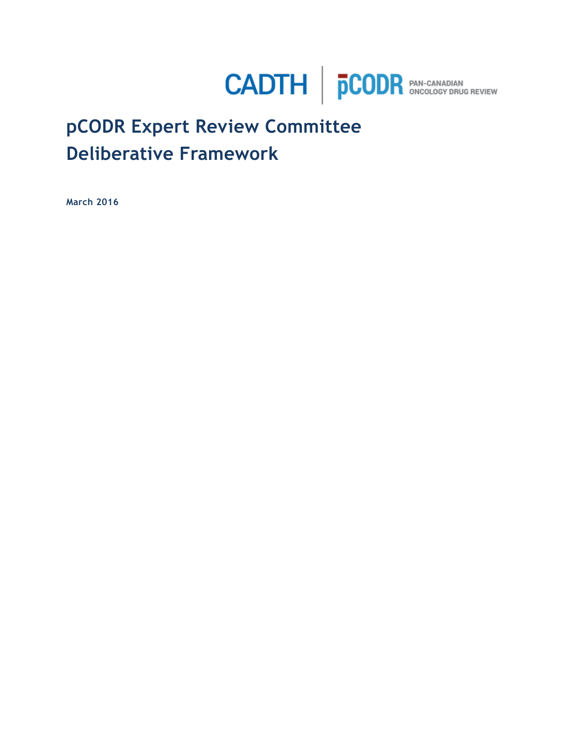CADTH | pCODR PAN-CANADIAN ONCOLOGY DRUG REVIEW

# pCODR Expert Review Committee Deliberative Framework

**March 2016**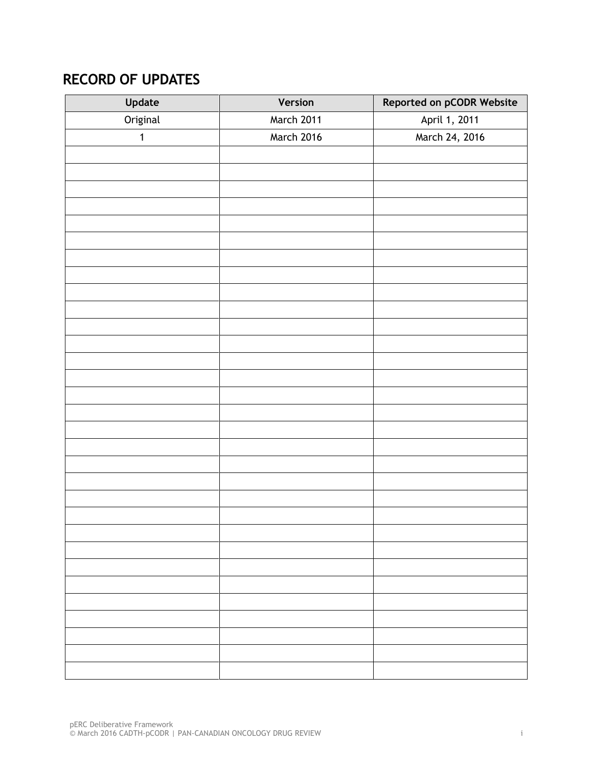## RECORD OF UPDATES

| Update | Version | Reported on pCODR Website |
|---|---|---|
| Original | March 2011 | April 1, 2011 |
| 1 | March 2016 | March 24, 2016 |
| | | |
| | | |
| | | |
| | | |
| | | |
| | | |
| | | |
| | | |
| | | |
| | | |
| | | |
| | | |
| | | |
| | | |
| | | |
| | | |
| | | |
| | | |
| | | |
| | | |
| | | |
| | | |
| | | |
| | | |
| | | |
| | | |
| | | |
| | | |
| | | |
| | | |
| | | |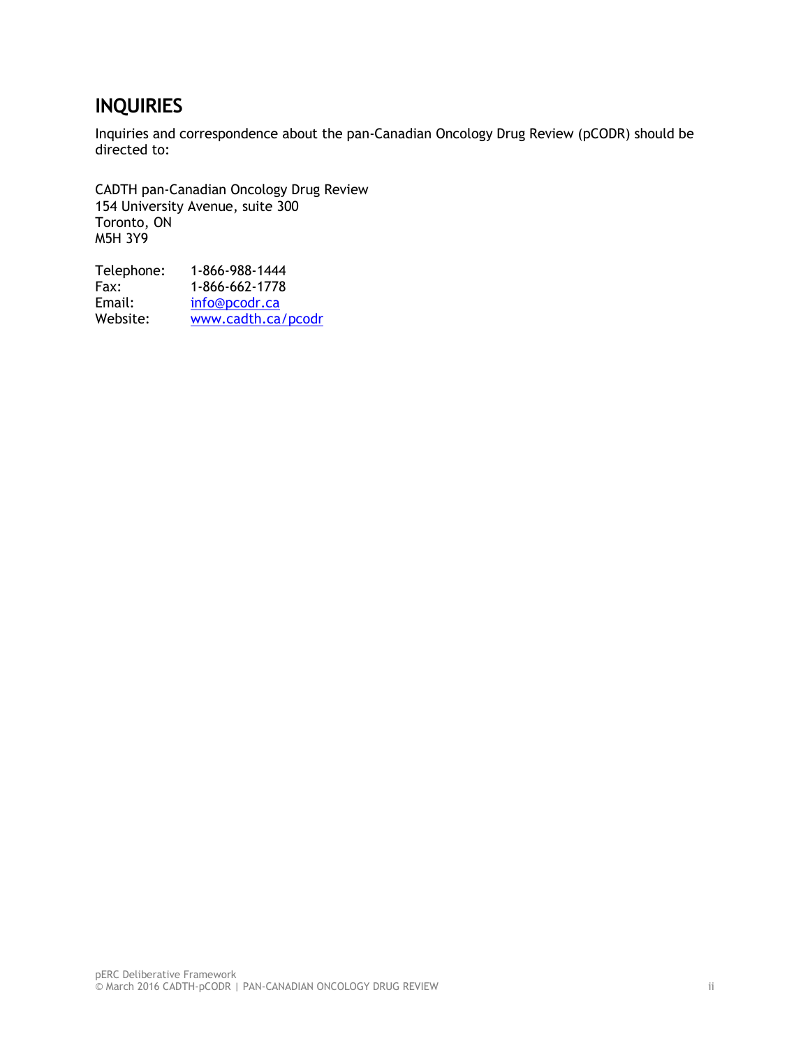## INQUIRIES

Inquiries and correspondence about the pan-Canadian Oncology Drug Review (pCODR) should be directed to:

CADTH pan-Canadian Oncology Drug Review
154 University Avenue, suite 300
Toronto, ON
M5H 3Y9

Telephone: 1-866-988-1444
Fax: 1-866-662-1778
Email: info@pcodr.ca
Website: www.cadth.ca/pcodr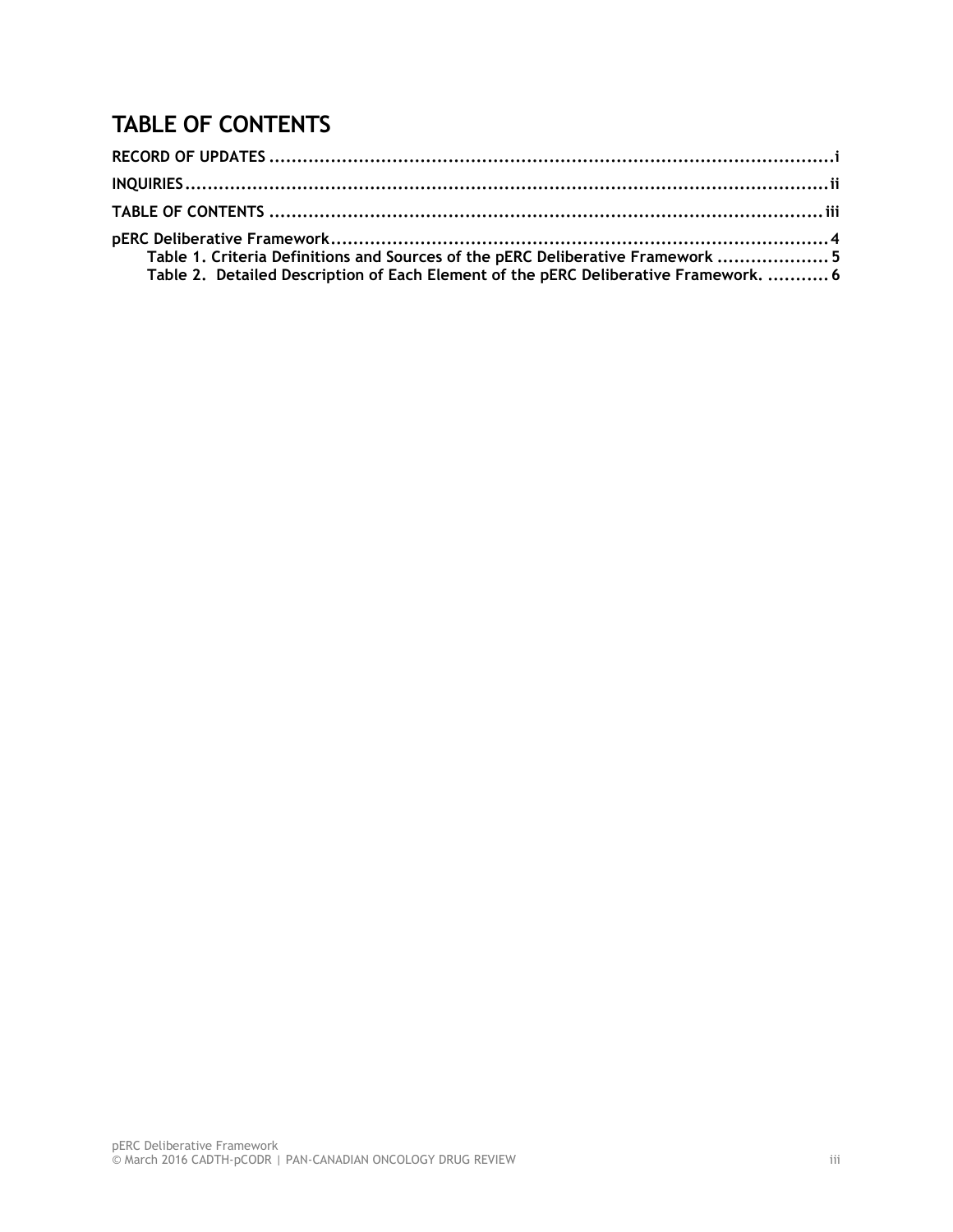# TABLE OF CONTENTS

**RECORD OF UPDATES .......................................................................................................i**

**INQUIRIES.......................................................................................................................ii**

**TABLE OF CONTENTS ..................................................................................................iii**

**pERC Deliberative Framework........................................................................................4**

**Table 1. Criteria Definitions and Sources of the pERC Deliberative Framework ....................5**

**Table 2. Detailed Description of Each Element of the pERC Deliberative Framework. ...........6**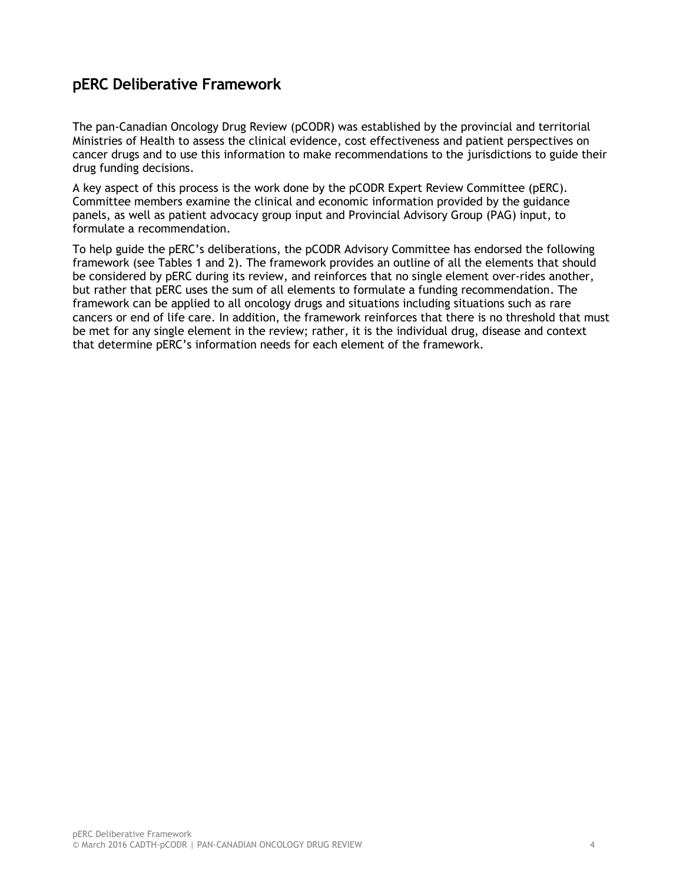## pERC Deliberative Framework

The pan-Canadian Oncology Drug Review (pCODR) was established by the provincial and territorial Ministries of Health to assess the clinical evidence, cost effectiveness and patient perspectives on cancer drugs and to use this information to make recommendations to the jurisdictions to guide their drug funding decisions.

A key aspect of this process is the work done by the pCODR Expert Review Committee (pERC). Committee members examine the clinical and economic information provided by the guidance panels, as well as patient advocacy group input and Provincial Advisory Group (PAG) input, to formulate a recommendation.

To help guide the pERC's deliberations, the pCODR Advisory Committee has endorsed the following framework (see Tables 1 and 2). The framework provides an outline of all the elements that should be considered by pERC during its review, and reinforces that no single element over-rides another, but rather that pERC uses the sum of all elements to formulate a funding recommendation. The framework can be applied to all oncology drugs and situations including situations such as rare cancers or end of life care. In addition, the framework reinforces that there is no threshold that must be met for any single element in the review; rather, it is the individual drug, disease and context that determine pERC's information needs for each element of the framework.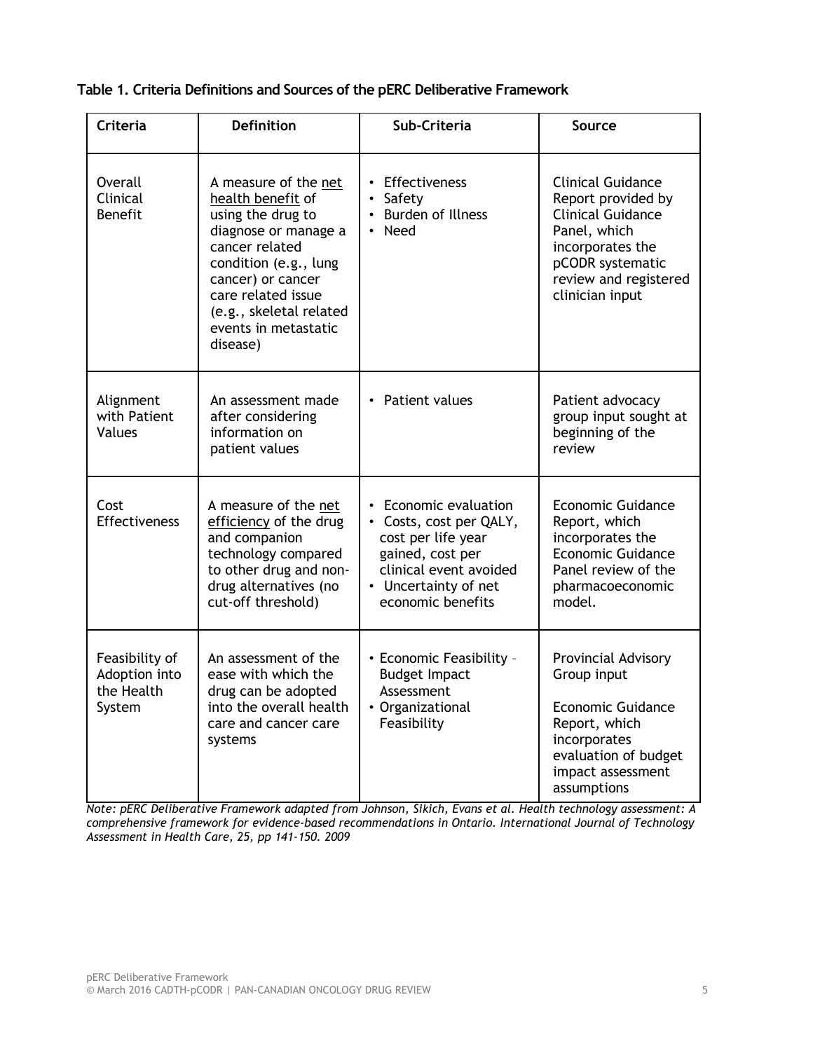**Table 1. Criteria Definitions and Sources of the pERC Deliberative Framework**

| Criteria | Definition | Sub-Criteria | Source |
|---|---|---|---|
| Overall Clinical Benefit | A measure of the net health benefit of using the drug to diagnose or manage a cancer related condition (e.g., lung cancer) or cancer care related issue (e.g., skeletal related events in metastatic disease) | • Effectiveness<br>• Safety<br>• Burden of Illness<br>• Need | Clinical Guidance Report provided by Clinical Guidance Panel, which incorporates the pCODR systematic review and registered clinician input |
| Alignment with Patient Values | An assessment made after considering information on patient values | • Patient values | Patient advocacy group input sought at beginning of the review |
| Cost Effectiveness | A measure of the net efficiency of the drug and companion technology compared to other drug and non-drug alternatives (no cut-off threshold) | • Economic evaluation<br>• Costs, cost per QALY, cost per life year gained, cost per clinical event avoided<br>• Uncertainty of net economic benefits | Economic Guidance Report, which incorporates the Economic Guidance Panel review of the pharmacoeconomic model. |
| Feasibility of Adoption into the Health System | An assessment of the ease with which the drug can be adopted into the overall health care and cancer care systems | • Economic Feasibility – Budget Impact Assessment<br>• Organizational Feasibility | Provincial Advisory Group input<br><br>Economic Guidance Report, which incorporates evaluation of budget impact assessment assumptions |

*Note: pERC Deliberative Framework adapted from Johnson, Sikich, Evans et al. Health technology assessment: A comprehensive framework for evidence-based recommendations in Ontario. International Journal of Technology Assessment in Health Care, 25, pp 141-150. 2009*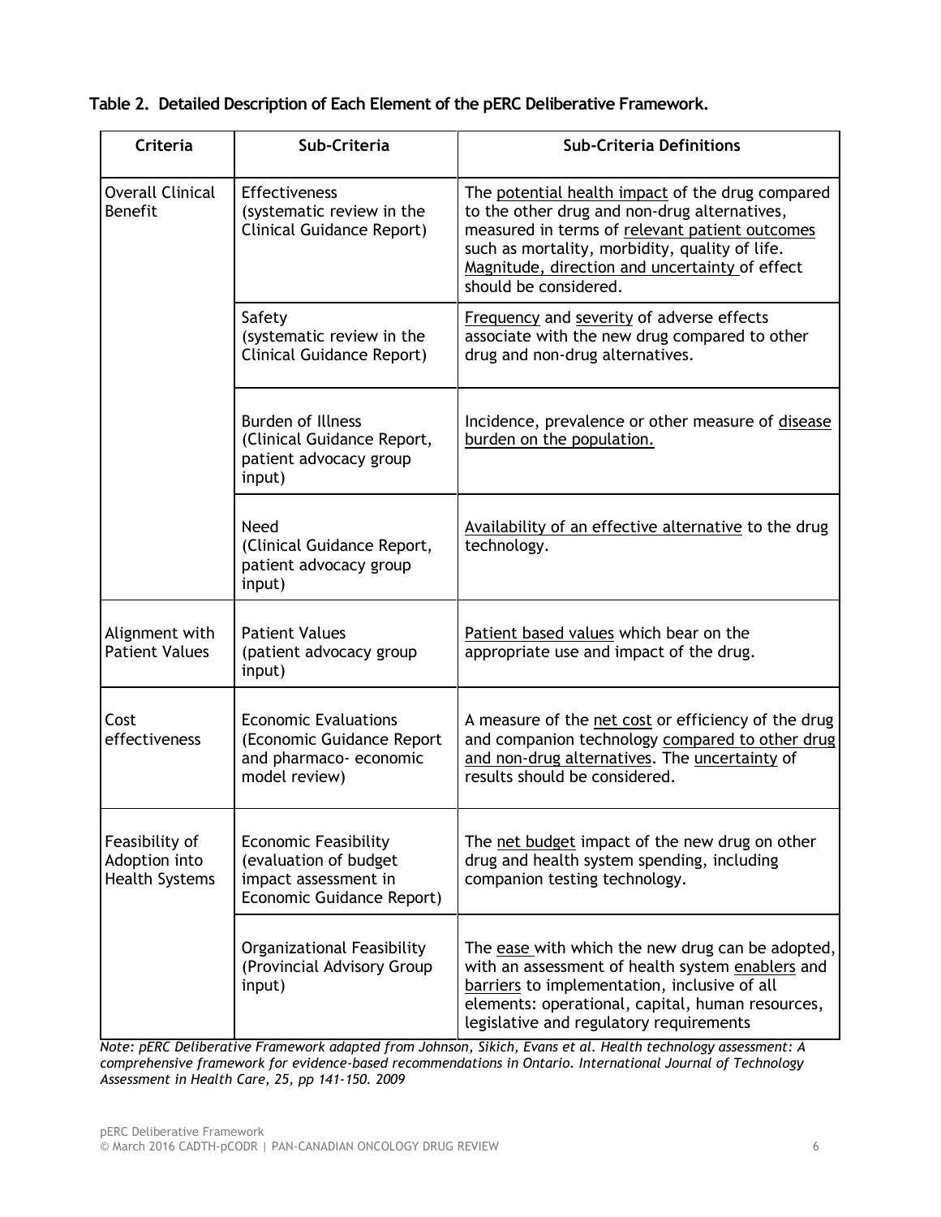**Table 2. Detailed Description of Each Element of the pERC Deliberative Framework.**

| Criteria | Sub-Criteria | Sub-Criteria Definitions |
| --- | --- | --- |
| Overall Clinical Benefit | Effectiveness (systematic review in the Clinical Guidance Report) | The potential health impact of the drug compared to the other drug and non-drug alternatives, measured in terms of relevant patient outcomes such as mortality, morbidity, quality of life. Magnitude, direction and uncertainty of effect should be considered. |
| | Safety (systematic review in the Clinical Guidance Report) | Frequency and severity of adverse effects associate with the new drug compared to other drug and non-drug alternatives. |
| | Burden of Illness (Clinical Guidance Report, patient advocacy group input) | Incidence, prevalence or other measure of disease burden on the population. |
| | Need (Clinical Guidance Report, patient advocacy group input) | Availability of an effective alternative to the drug technology. |
| Alignment with Patient Values | Patient Values (patient advocacy group input) | Patient based values which bear on the appropriate use and impact of the drug. |
| Cost effectiveness | Economic Evaluations (Economic Guidance Report and pharmaco- economic model review) | A measure of the net cost or efficiency of the drug and companion technology compared to other drug and non-drug alternatives. The uncertainty of results should be considered. |
| Feasibility of Adoption into Health Systems | Economic Feasibility (evaluation of budget impact assessment in Economic Guidance Report) | The net budget impact of the new drug on other drug and health system spending, including companion testing technology. |
| | Organizational Feasibility (Provincial Advisory Group input) | The ease with which the new drug can be adopted, with an assessment of health system enablers and barriers to implementation, inclusive of all elements: operational, capital, human resources, legislative and regulatory requirements |

*Note: pERC Deliberative Framework adapted from Johnson, Sikich, Evans et al. Health technology assessment: A comprehensive framework for evidence-based recommendations in Ontario. International Journal of Technology Assessment in Health Care, 25, pp 141-150. 2009*